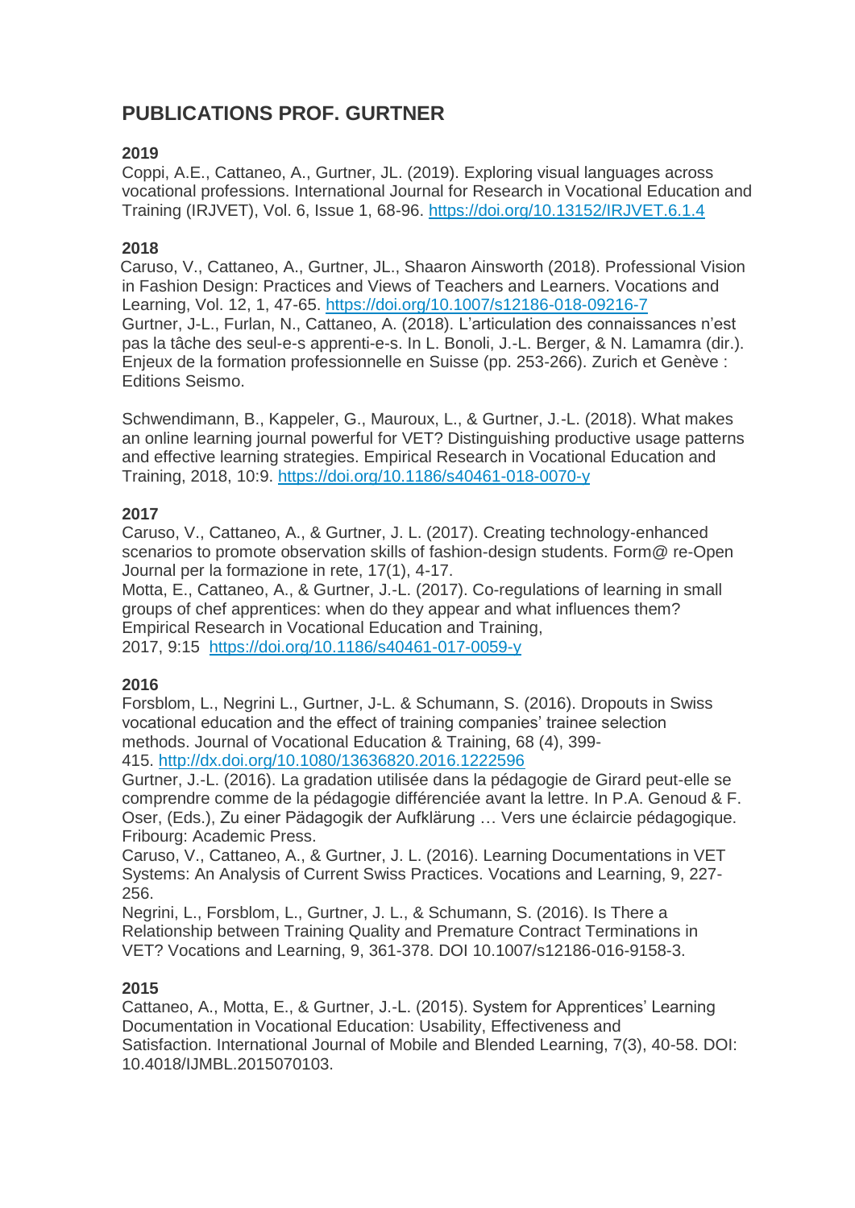# PUBLICATIONS PROF. GURTNER

### 2019

Coppi, A.E., Cattaneo, A., Gurtner, JL. (2019). Exploring visual languages across vocational professions. International Journal for Research in Vocational Education and Training (IRJVET), Vol. 6, Issue 1, 68-96. https://doi.org/10.13152/IRJVET.6.1.4

### 2018

Caruso, V., Cattaneo, A., Gurtner, JL., Shaaron Ainsworth (2018). Professional Vision in Fashion Design: Practices and Views of Teachers and Learners. Vocations and Learning, Vol. 12, 1, 47-65. https://doi.org/10.1007/s12186-018-09216-7

Gurtner, J-L., Furlan, N., Cattaneo, A. (2018). L'articulation des connaissances n'est pas la tâche des seul-e-s apprenti-e-s. In L. Bonoli, J.-L. Berger, & N. Lamamra (dir.). Enjeux de la formation professionnelle en Suisse (pp. 253-266). Zurich et Genève : Editions Seismo.

Schwendimann, B., Kappeler, G., Mauroux, L., & Gurtner, J.-L. (2018). What makes an online learning journal powerful for VET? Distinguishing productive usage patterns and effective learning strategies. Empirical Research in Vocational Education and Training, 2018, 10:9. https://doi.org/10.1186/s40461-018-0070-y

### 2017

Caruso, V., Cattaneo, A., & Gurtner, J. L. (2017). Creating technology-enhanced scenarios to promote observation skills of fashion-design students. Form@ re-Open Journal per la formazione in rete, 17(1), 4-17.

Motta, E., Cattaneo, A., & Gurtner, J.-L. (2017). Co-regulations of learning in small groups of chef apprentices: when do they appear and what influences them? Empirical Research in Vocational Education and Training, 2017, 9:15 https://doi.org/10.1186/s40461-017-0059-y

### 2016

Forsblom, L., Negrini L., Gurtner, J-L. & Schumann, S. (2016). Dropouts in Swiss vocational education and the effect of training companies' trainee selection methods. Journal of Vocational Education & Training, 68 (4), 399-415. http://dx.doi.org/10.1080/13636820.2016.1222596

Gurtner, J.-L. (2016). La gradation utilisée dans la pédagogie de Girard peut-elle se comprendre comme de la pédagogie différenciée avant la lettre. In P.A. Genoud & F. Oser, (Eds.), Zu einer Pädagogik der Aufklärung … Vers une éclaircie pédagogique. Fribourg: Academic Press.

Caruso, V., Cattaneo, A., & Gurtner, J. L. (2016). Learning Documentations in VET Systems: An Analysis of Current Swiss Practices. Vocations and Learning, 9, 227-256.

Negrini, L., Forsblom, L., Gurtner, J. L., & Schumann, S. (2016). Is There a Relationship between Training Quality and Premature Contract Terminations in VET? Vocations and Learning, 9, 361-378. DOI 10.1007/s12186-016-9158-3.

### 2015

Cattaneo, A., Motta, E., & Gurtner, J.-L. (2015). System for Apprentices' Learning Documentation in Vocational Education: Usability, Effectiveness and Satisfaction. International Journal of Mobile and Blended Learning, 7(3), 40-58. DOI: 10.4018/IJMBL.2015070103.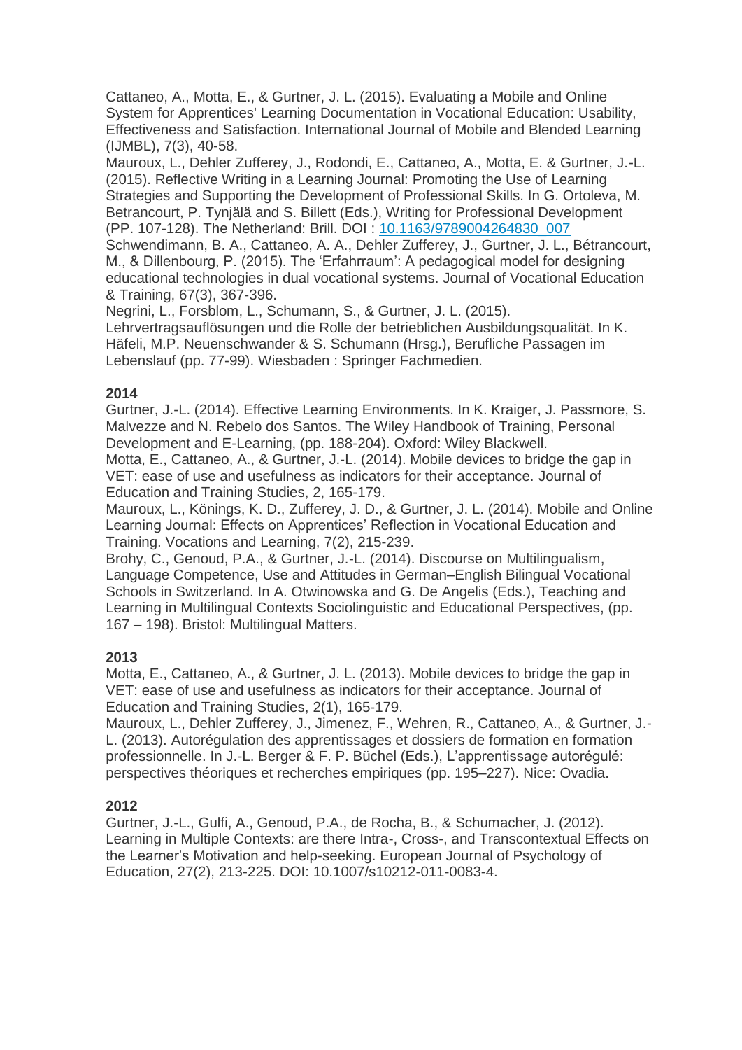Cattaneo, A., Motta, E., & Gurtner, J. L. (2015). Evaluating a Mobile and Online System for Apprentices' Learning Documentation in Vocational Education: Usability, Effectiveness and Satisfaction. International Journal of Mobile and Blended Learning (IJMBL), 7(3), 40-58.

Mauroux, L., Dehler Zufferey, J., Rodondi, E., Cattaneo, A., Motta, E. & Gurtner, J.-L. (2015). Reflective Writing in a Learning Journal: Promoting the Use of Learning Strategies and Supporting the Development of Professional Skills. In G. Ortoleva, M. Betrancourt, P. Tynjälä and S. Billett (Eds.), Writing for Professional Development (PP. 107-128). The Netherland: Brill. DOI : [10.1163/9789004264830_007](10.1163/9789004264830_007)

Schwendimann, B. A., Cattaneo, A. A., Dehler Zufferey, J., Gurtner, J. L., Bétrancourt, M., & Dillenbourg, P. (2015). The 'Erfahrraum': A pedagogical model for designing educational technologies in dual vocational systems. Journal of Vocational Education & Training, 67(3), 367-396.

Negrini, L., Forsblom, L., Schumann, S., & Gurtner, J. L. (2015). Lehrvertragsauflösungen und die Rolle der betrieblichen Ausbildungsqualität. In K. Häfeli, M.P. Neuenschwander & S. Schumann (Hrsg.), Berufliche Passagen im Lebenslauf (pp. 77-99). Wiesbaden : Springer Fachmedien.

**2014**

Gurtner, J.-L. (2014). Effective Learning Environments. In K. Kraiger, J. Passmore, S. Malvezze and N. Rebelo dos Santos. The Wiley Handbook of Training, Personal Development and E-Learning, (pp. 188-204). Oxford: Wiley Blackwell.

Motta, E., Cattaneo, A., & Gurtner, J.-L. (2014). Mobile devices to bridge the gap in VET: ease of use and usefulness as indicators for their acceptance. Journal of Education and Training Studies, 2, 165-179.

Mauroux, L., Könings, K. D., Zufferey, J. D., & Gurtner, J. L. (2014). Mobile and Online Learning Journal: Effects on Apprentices' Reflection in Vocational Education and Training. Vocations and Learning, 7(2), 215-239.

Brohy, C., Genoud, P.A., & Gurtner, J.-L. (2014). Discourse on Multilingualism, Language Competence, Use and Attitudes in German–English Bilingual Vocational Schools in Switzerland. In A. Otwinowska and G. De Angelis (Eds.), Teaching and Learning in Multilingual Contexts Sociolinguistic and Educational Perspectives, (pp. 167 – 198). Bristol: Multilingual Matters.

**2013**

Motta, E., Cattaneo, A., & Gurtner, J. L. (2013). Mobile devices to bridge the gap in VET: ease of use and usefulness as indicators for their acceptance. Journal of Education and Training Studies, 2(1), 165-179.

Mauroux, L., Dehler Zufferey, J., Jimenez, F., Wehren, R., Cattaneo, A., & Gurtner, J.-L. (2013). Autorégulation des apprentissages et dossiers de formation en formation professionnelle. In J.-L. Berger & F. P. Büchel (Eds.), L'apprentissage autorégulé: perspectives théoriques et recherches empiriques (pp. 195–227). Nice: Ovadia.

**2012**

Gurtner, J.-L., Gulfi, A., Genoud, P.A., de Rocha, B., & Schumacher, J. (2012). Learning in Multiple Contexts: are there Intra-, Cross-, and Transcontextual Effects on the Learner's Motivation and help-seeking. European Journal of Psychology of Education, 27(2), 213-225. DOI: 10.1007/s10212-011-0083-4.